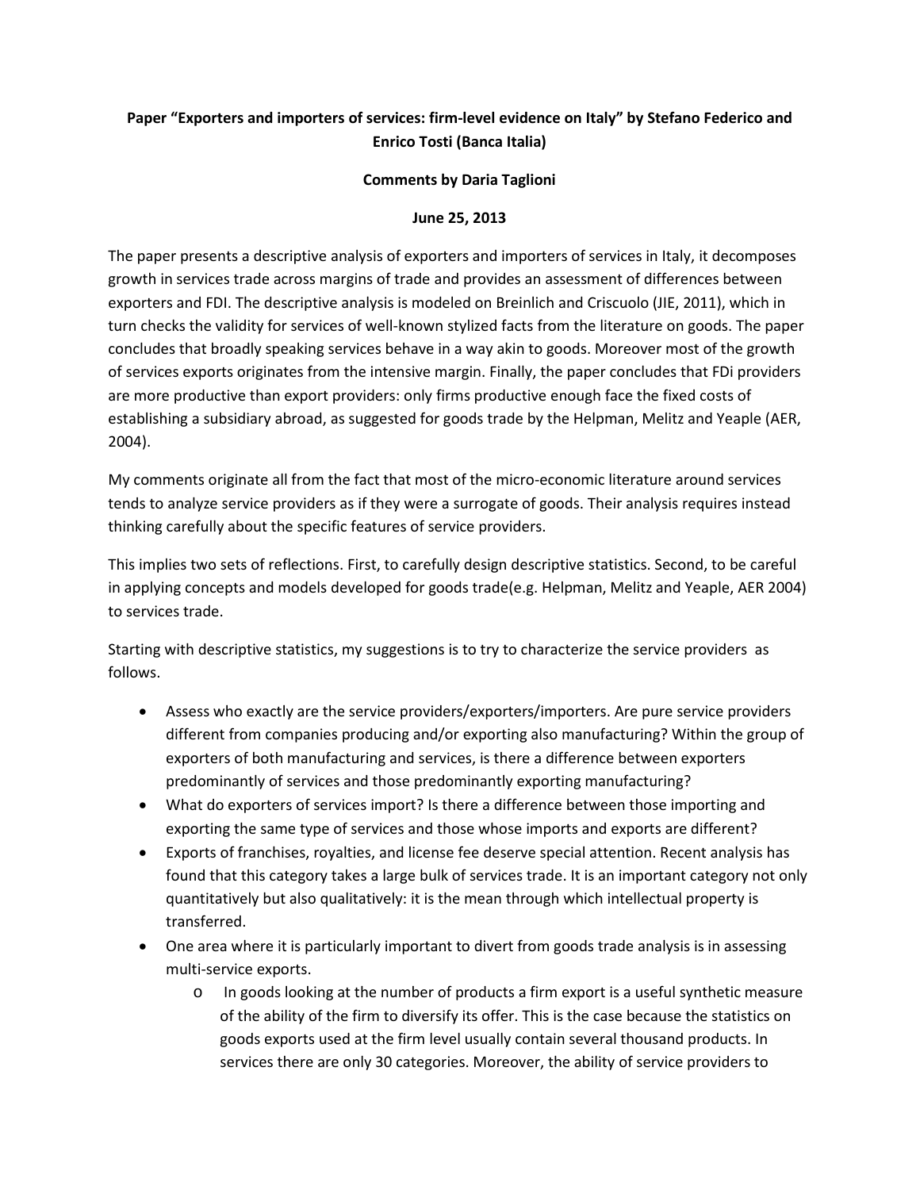**Paper "Exporters and importers of services: firm-level evidence on Italy" by Stefano Federico and Enrico Tosti (Banca Italia)**

**Comments by Daria Taglioni**

**June 25, 2013**

The paper presents a descriptive analysis of exporters and importers of services in Italy, it decomposes growth in services trade across margins of trade and provides an assessment of differences between exporters and FDI. The descriptive analysis is modeled on Breinlich and Criscuolo (JIE, 2011), which in turn checks the validity for services of well-known stylized facts from the literature on goods. The paper concludes that broadly speaking services behave in a way akin to goods. Moreover most of the growth of services exports originates from the intensive margin. Finally, the paper concludes that FDi providers are more productive than export providers: only firms productive enough face the fixed costs of establishing a subsidiary abroad, as suggested for goods trade by the Helpman, Melitz and Yeaple (AER, 2004).

My comments originate all from the fact that most of the micro-economic literature around services tends to analyze service providers as if they were a surrogate of goods. Their analysis requires instead thinking carefully about the specific features of service providers.

This implies two sets of reflections. First, to carefully design descriptive statistics. Second, to be careful in applying concepts and models developed for goods trade(e.g. Helpman, Melitz and Yeaple, AER 2004) to services trade.

Starting with descriptive statistics, my suggestions is to try to characterize the service providers as follows.

- Assess who exactly are the service providers/exporters/importers. Are pure service providers different from companies producing and/or exporting also manufacturing? Within the group of exporters of both manufacturing and services, is there a difference between exporters predominantly of services and those predominantly exporting manufacturing?
- What do exporters of services import? Is there a difference between those importing and exporting the same type of services and those whose imports and exports are different?
- Exports of franchises, royalties, and license fee deserve special attention. Recent analysis has found that this category takes a large bulk of services trade. It is an important category not only quantitatively but also qualitatively: it is the mean through which intellectual property is transferred.
- One area where it is particularly important to divert from goods trade analysis is in assessing multi-service exports.
    - In goods looking at the number of products a firm export is a useful synthetic measure of the ability of the firm to diversify its offer. This is the case because the statistics on goods exports used at the firm level usually contain several thousand products. In services there are only 30 categories. Moreover, the ability of service providers to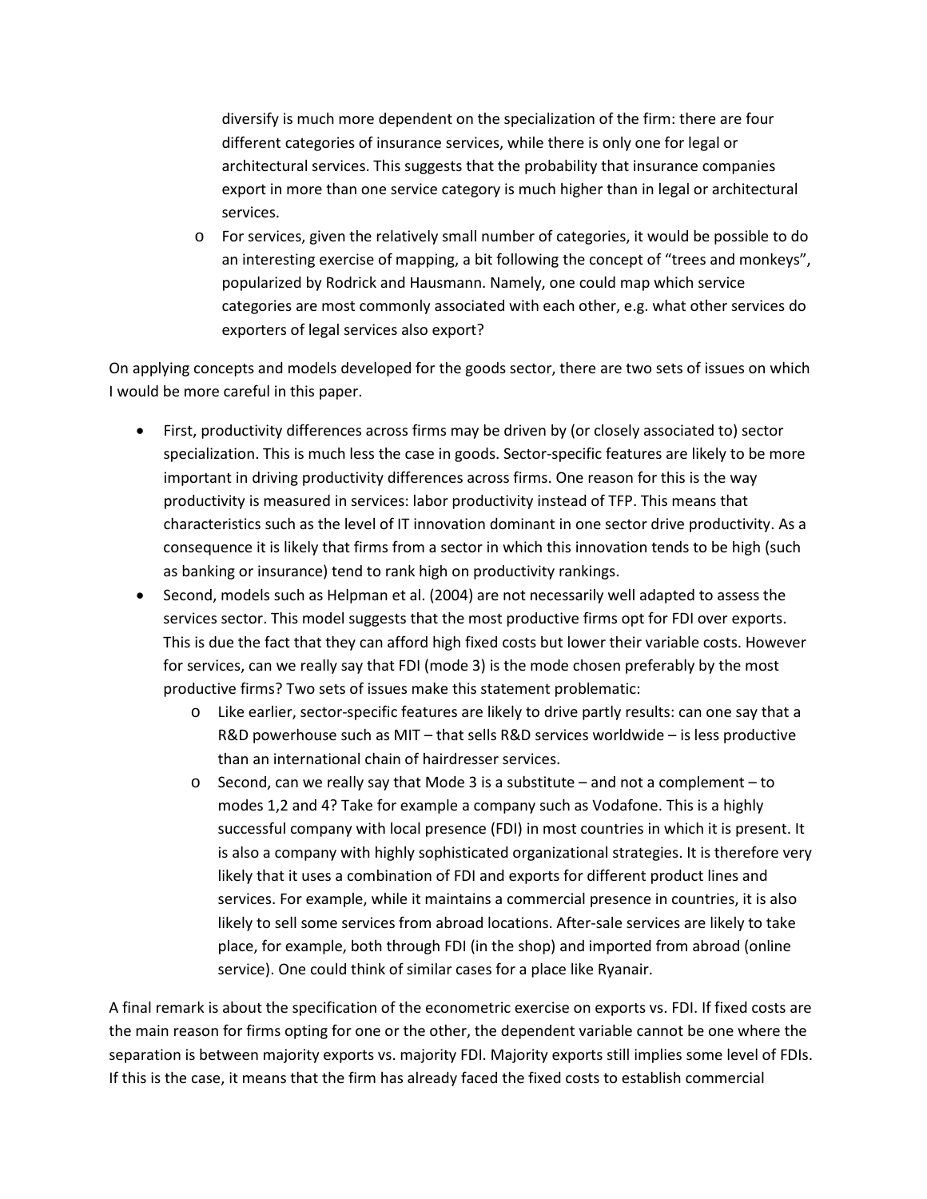diversify is much more dependent on the specialization of the firm: there are four different categories of insurance services, while there is only one for legal or architectural services. This suggests that the probability that insurance companies export in more than one service category is much higher than in legal or architectural services.

  - For services, given the relatively small number of categories, it would be possible to do an interesting exercise of mapping, a bit following the concept of "trees and monkeys", popularized by Rodrick and Hausmann. Namely, one could map which service categories are most commonly associated with each other, e.g. what other services do exporters of legal services also export?

On applying concepts and models developed for the goods sector, there are two sets of issues on which I would be more careful in this paper.

- First, productivity differences across firms may be driven by (or closely associated to) sector specialization. This is much less the case in goods. Sector-specific features are likely to be more important in driving productivity differences across firms. One reason for this is the way productivity is measured in services: labor productivity instead of TFP. This means that characteristics such as the level of IT innovation dominant in one sector drive productivity. As a consequence it is likely that firms from a sector in which this innovation tends to be high (such as banking or insurance) tend to rank high on productivity rankings.
- Second, models such as Helpman et al. (2004) are not necessarily well adapted to assess the services sector. This model suggests that the most productive firms opt for FDI over exports. This is due the fact that they can afford high fixed costs but lower their variable costs. However for services, can we really say that FDI (mode 3) is the mode chosen preferably by the most productive firms? Two sets of issues make this statement problematic:
  - Like earlier, sector-specific features are likely to drive partly results: can one say that a R&D powerhouse such as MIT – that sells R&D services worldwide – is less productive than an international chain of hairdresser services.
  - Second, can we really say that Mode 3 is a substitute – and not a complement – to modes 1,2 and 4? Take for example a company such as Vodafone. This is a highly successful company with local presence (FDI) in most countries in which it is present. It is also a company with highly sophisticated organizational strategies. It is therefore very likely that it uses a combination of FDI and exports for different product lines and services. For example, while it maintains a commercial presence in countries, it is also likely to sell some services from abroad locations. After-sale services are likely to take place, for example, both through FDI (in the shop) and imported from abroad (online service). One could think of similar cases for a place like Ryanair.

A final remark is about the specification of the econometric exercise on exports vs. FDI. If fixed costs are the main reason for firms opting for one or the other, the dependent variable cannot be one where the separation is between majority exports vs. majority FDI. Majority exports still implies some level of FDIs. If this is the case, it means that the firm has already faced the fixed costs to establish commercial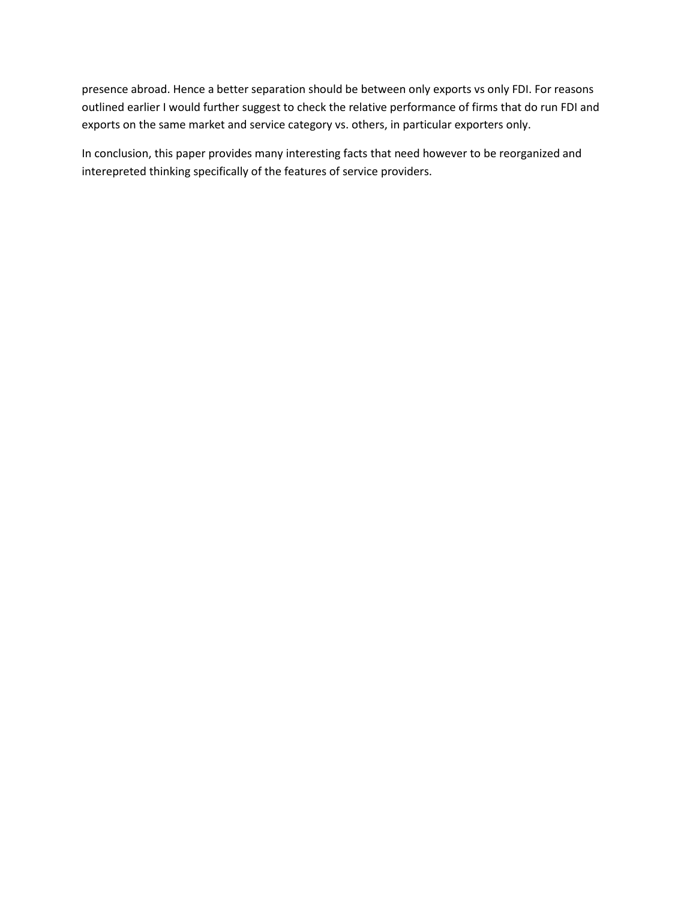presence abroad. Hence a better separation should be between only exports vs only FDI. For reasons outlined earlier I would further suggest to check the relative performance of firms that do run FDI and exports on the same market and service category vs. others, in particular exporters only.

In conclusion, this paper provides many interesting facts that need however to be reorganized and interepreted thinking specifically of the features of service providers.